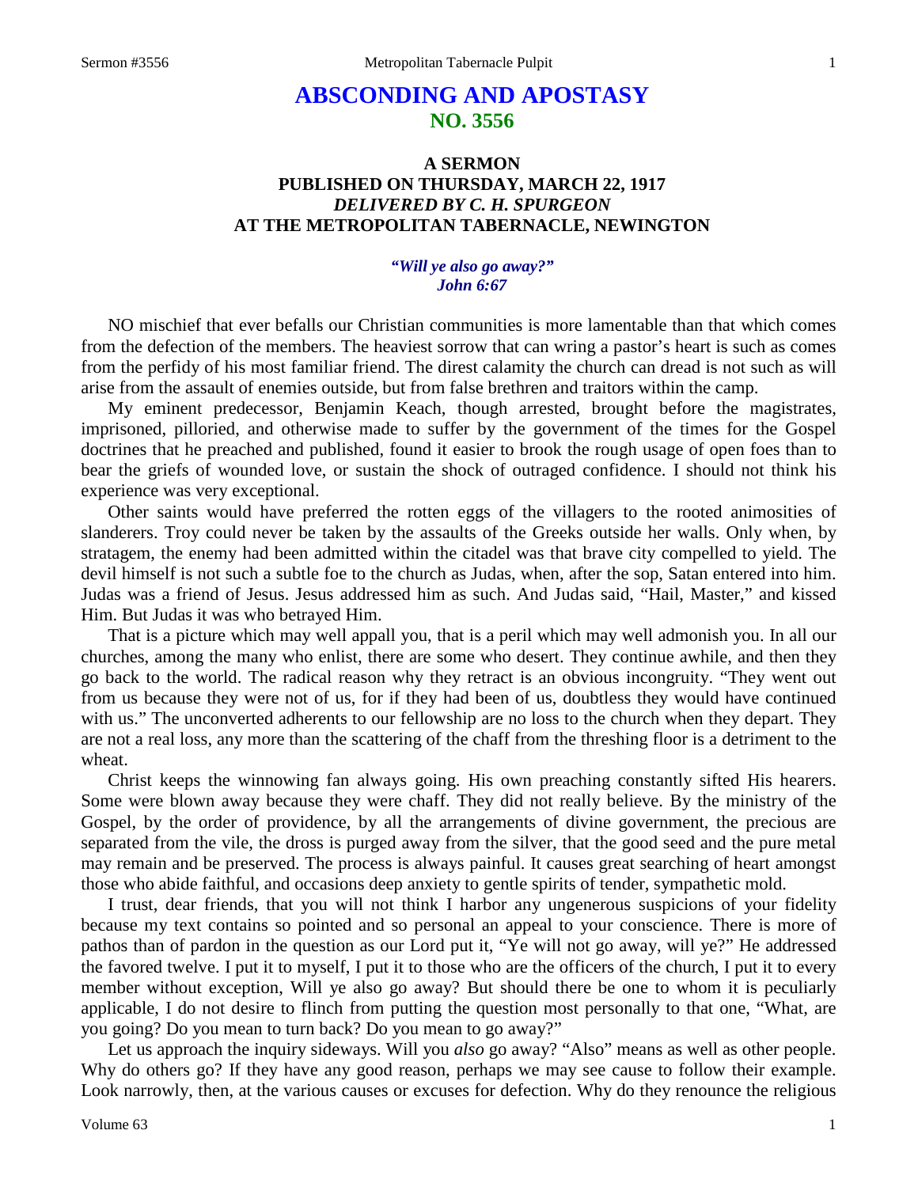# ABSCONDING AND APOSTASY
## NO. 3556

### A SERMON
### PUBLISHED ON THURSDAY, MARCH 22, 1917
### *DELIVERED BY C. H. SPURGEON*
### AT THE METROPOLITAN TABERNACLE, NEWINGTON

***"Will ye also go away?"***
***John 6:67***

NO mischief that ever befalls our Christian communities is more lamentable than that which comes from the defection of the members. The heaviest sorrow that can wring a pastor's heart is such as comes from the perfidy of his most familiar friend. The direst calamity the church can dread is not such as will arise from the assault of enemies outside, but from false brethren and traitors within the camp.

My eminent predecessor, Benjamin Keach, though arrested, brought before the magistrates, imprisoned, pilloried, and otherwise made to suffer by the government of the times for the Gospel doctrines that he preached and published, found it easier to brook the rough usage of open foes than to bear the griefs of wounded love, or sustain the shock of outraged confidence. I should not think his experience was very exceptional.

Other saints would have preferred the rotten eggs of the villagers to the rooted animosities of slanderers. Troy could never be taken by the assaults of the Greeks outside her walls. Only when, by stratagem, the enemy had been admitted within the citadel was that brave city compelled to yield. The devil himself is not such a subtle foe to the church as Judas, when, after the sop, Satan entered into him. Judas was a friend of Jesus. Jesus addressed him as such. And Judas said, "Hail, Master," and kissed Him. But Judas it was who betrayed Him.

That is a picture which may well appall you, that is a peril which may well admonish you. In all our churches, among the many who enlist, there are some who desert. They continue awhile, and then they go back to the world. The radical reason why they retract is an obvious incongruity. "They went out from us because they were not of us, for if they had been of us, doubtless they would have continued with us." The unconverted adherents to our fellowship are no loss to the church when they depart. They are not a real loss, any more than the scattering of the chaff from the threshing floor is a detriment to the wheat.

Christ keeps the winnowing fan always going. His own preaching constantly sifted His hearers. Some were blown away because they were chaff. They did not really believe. By the ministry of the Gospel, by the order of providence, by all the arrangements of divine government, the precious are separated from the vile, the dross is purged away from the silver, that the good seed and the pure metal may remain and be preserved. The process is always painful. It causes great searching of heart amongst those who abide faithful, and occasions deep anxiety to gentle spirits of tender, sympathetic mold.

I trust, dear friends, that you will not think I harbor any ungenerous suspicions of your fidelity because my text contains so pointed and so personal an appeal to your conscience. There is more of pathos than of pardon in the question as our Lord put it, "Ye will not go away, will ye?" He addressed the favored twelve. I put it to myself, I put it to those who are the officers of the church, I put it to every member without exception, Will ye also go away? But should there be one to whom it is peculiarly applicable, I do not desire to flinch from putting the question most personally to that one, "What, are you going? Do you mean to turn back? Do you mean to go away?"

Let us approach the inquiry sideways. Will you *also* go away? "Also" means as well as other people. Why do others go? If they have any good reason, perhaps we may see cause to follow their example. Look narrowly, then, at the various causes or excuses for defection. Why do they renounce the religious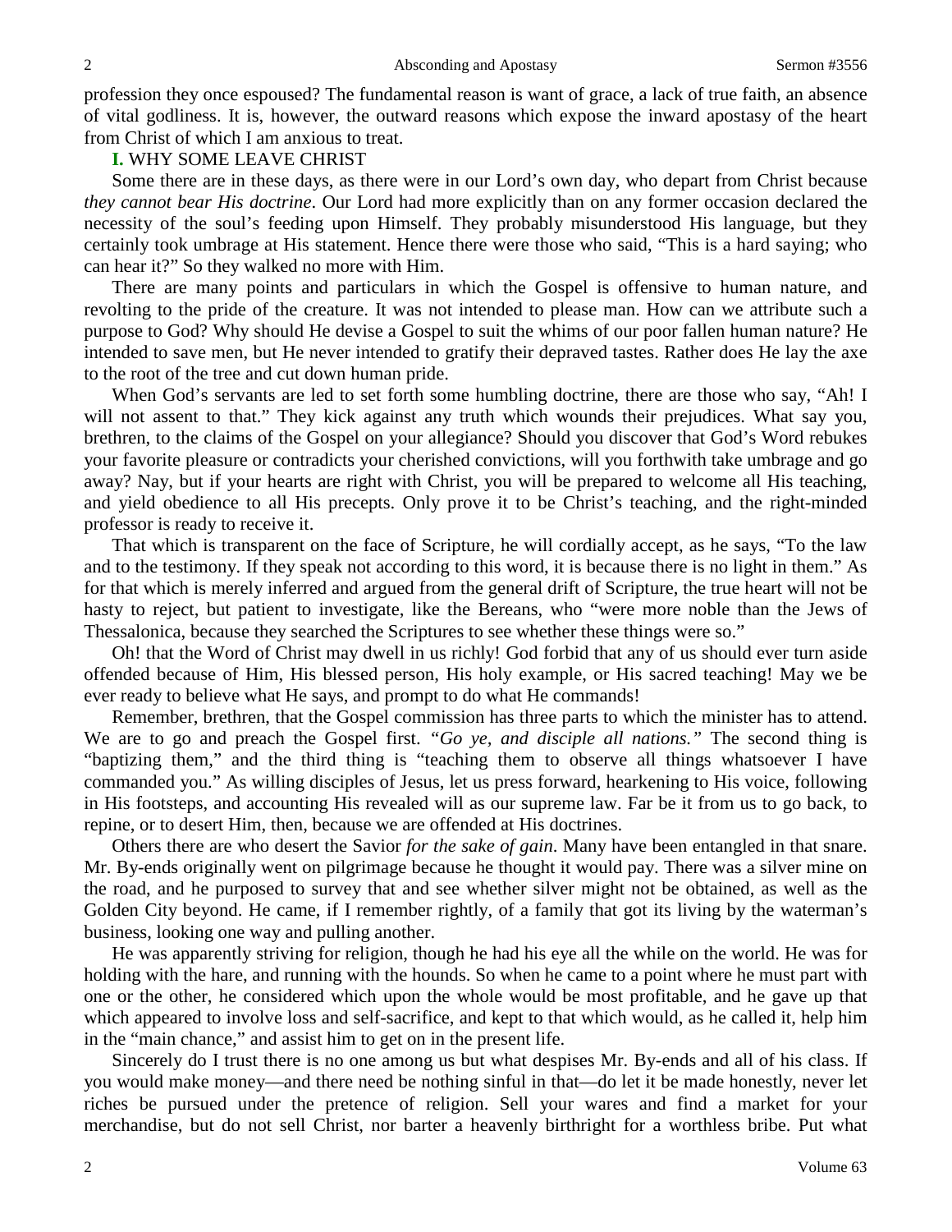profession they once espoused? The fundamental reason is want of grace, a lack of true faith, an absence of vital godliness. It is, however, the outward reasons which expose the inward apostasy of the heart from Christ of which I am anxious to treat.

**I.** WHY SOME LEAVE CHRIST

Some there are in these days, as there were in our Lord's own day, who depart from Christ because *they cannot bear His doctrine*. Our Lord had more explicitly than on any former occasion declared the necessity of the soul's feeding upon Himself. They probably misunderstood His language, but they certainly took umbrage at His statement. Hence there were those who said, "This is a hard saying; who can hear it?" So they walked no more with Him.

There are many points and particulars in which the Gospel is offensive to human nature, and revolting to the pride of the creature. It was not intended to please man. How can we attribute such a purpose to God? Why should He devise a Gospel to suit the whims of our poor fallen human nature? He intended to save men, but He never intended to gratify their depraved tastes. Rather does He lay the axe to the root of the tree and cut down human pride.

When God's servants are led to set forth some humbling doctrine, there are those who say, "Ah! I will not assent to that." They kick against any truth which wounds their prejudices. What say you, brethren, to the claims of the Gospel on your allegiance? Should you discover that God's Word rebukes your favorite pleasure or contradicts your cherished convictions, will you forthwith take umbrage and go away? Nay, but if your hearts are right with Christ, you will be prepared to welcome all His teaching, and yield obedience to all His precepts. Only prove it to be Christ's teaching, and the right-minded professor is ready to receive it.

That which is transparent on the face of Scripture, he will cordially accept, as he says, "To the law and to the testimony. If they speak not according to this word, it is because there is no light in them." As for that which is merely inferred and argued from the general drift of Scripture, the true heart will not be hasty to reject, but patient to investigate, like the Bereans, who "were more noble than the Jews of Thessalonica, because they searched the Scriptures to see whether these things were so."

Oh! that the Word of Christ may dwell in us richly! God forbid that any of us should ever turn aside offended because of Him, His blessed person, His holy example, or His sacred teaching! May we be ever ready to believe what He says, and prompt to do what He commands!

Remember, brethren, that the Gospel commission has three parts to which the minister has to attend. We are to go and preach the Gospel first. *"Go ye, and disciple all nations."* The second thing is "baptizing them," and the third thing is "teaching them to observe all things whatsoever I have commanded you." As willing disciples of Jesus, let us press forward, hearkening to His voice, following in His footsteps, and accounting His revealed will as our supreme law. Far be it from us to go back, to repine, or to desert Him, then, because we are offended at His doctrines.

Others there are who desert the Savior *for the sake of gain*. Many have been entangled in that snare. Mr. By-ends originally went on pilgrimage because he thought it would pay. There was a silver mine on the road, and he purposed to survey that and see whether silver might not be obtained, as well as the Golden City beyond. He came, if I remember rightly, of a family that got its living by the waterman's business, looking one way and pulling another.

He was apparently striving for religion, though he had his eye all the while on the world. He was for holding with the hare, and running with the hounds. So when he came to a point where he must part with one or the other, he considered which upon the whole would be most profitable, and he gave up that which appeared to involve loss and self-sacrifice, and kept to that which would, as he called it, help him in the "main chance," and assist him to get on in the present life.

Sincerely do I trust there is no one among us but what despises Mr. By-ends and all of his class. If you would make money—and there need be nothing sinful in that—do let it be made honestly, never let riches be pursued under the pretence of religion. Sell your wares and find a market for your merchandise, but do not sell Christ, nor barter a heavenly birthright for a worthless bribe. Put what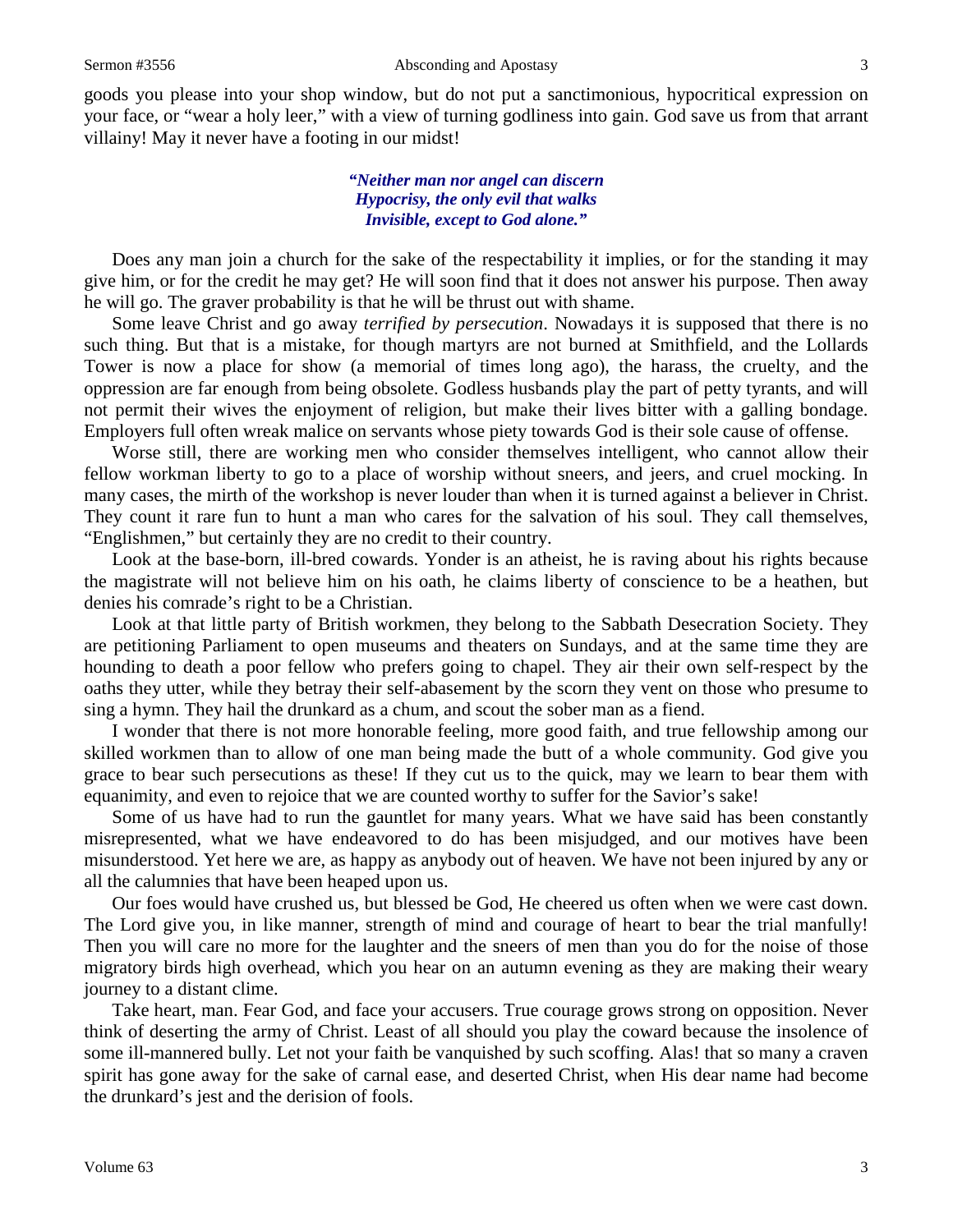goods you please into your shop window, but do not put a sanctimonious, hypocritical expression on your face, or "wear a holy leer," with a view of turning godliness into gain. God save us from that arrant villainy! May it never have a footing in our midst!

> ***"Neither man nor angel can discern***
> ***Hypocrisy, the only evil that walks***
> ***Invisible, except to God alone."***

Does any man join a church for the sake of the respectability it implies, or for the standing it may give him, or for the credit he may get? He will soon find that it does not answer his purpose. Then away he will go. The graver probability is that he will be thrust out with shame.

Some leave Christ and go away *terrified by persecution*. Nowadays it is supposed that there is no such thing. But that is a mistake, for though martyrs are not burned at Smithfield, and the Lollards Tower is now a place for show (a memorial of times long ago), the harass, the cruelty, and the oppression are far enough from being obsolete. Godless husbands play the part of petty tyrants, and will not permit their wives the enjoyment of religion, but make their lives bitter with a galling bondage. Employers full often wreak malice on servants whose piety towards God is their sole cause of offense.

Worse still, there are working men who consider themselves intelligent, who cannot allow their fellow workman liberty to go to a place of worship without sneers, and jeers, and cruel mocking. In many cases, the mirth of the workshop is never louder than when it is turned against a believer in Christ. They count it rare fun to hunt a man who cares for the salvation of his soul. They call themselves, "Englishmen," but certainly they are no credit to their country.

Look at the base-born, ill-bred cowards. Yonder is an atheist, he is raving about his rights because the magistrate will not believe him on his oath, he claims liberty of conscience to be a heathen, but denies his comrade's right to be a Christian.

Look at that little party of British workmen, they belong to the Sabbath Desecration Society. They are petitioning Parliament to open museums and theaters on Sundays, and at the same time they are hounding to death a poor fellow who prefers going to chapel. They air their own self-respect by the oaths they utter, while they betray their self-abasement by the scorn they vent on those who presume to sing a hymn. They hail the drunkard as a chum, and scout the sober man as a fiend.

I wonder that there is not more honorable feeling, more good faith, and true fellowship among our skilled workmen than to allow of one man being made the butt of a whole community. God give you grace to bear such persecutions as these! If they cut us to the quick, may we learn to bear them with equanimity, and even to rejoice that we are counted worthy to suffer for the Savior's sake!

Some of us have had to run the gauntlet for many years. What we have said has been constantly misrepresented, what we have endeavored to do has been misjudged, and our motives have been misunderstood. Yet here we are, as happy as anybody out of heaven. We have not been injured by any or all the calumnies that have been heaped upon us.

Our foes would have crushed us, but blessed be God, He cheered us often when we were cast down. The Lord give you, in like manner, strength of mind and courage of heart to bear the trial manfully! Then you will care no more for the laughter and the sneers of men than you do for the noise of those migratory birds high overhead, which you hear on an autumn evening as they are making their weary journey to a distant clime.

Take heart, man. Fear God, and face your accusers. True courage grows strong on opposition. Never think of deserting the army of Christ. Least of all should you play the coward because the insolence of some ill-mannered bully. Let not your faith be vanquished by such scoffing. Alas! that so many a craven spirit has gone away for the sake of carnal ease, and deserted Christ, when His dear name had become the drunkard's jest and the derision of fools.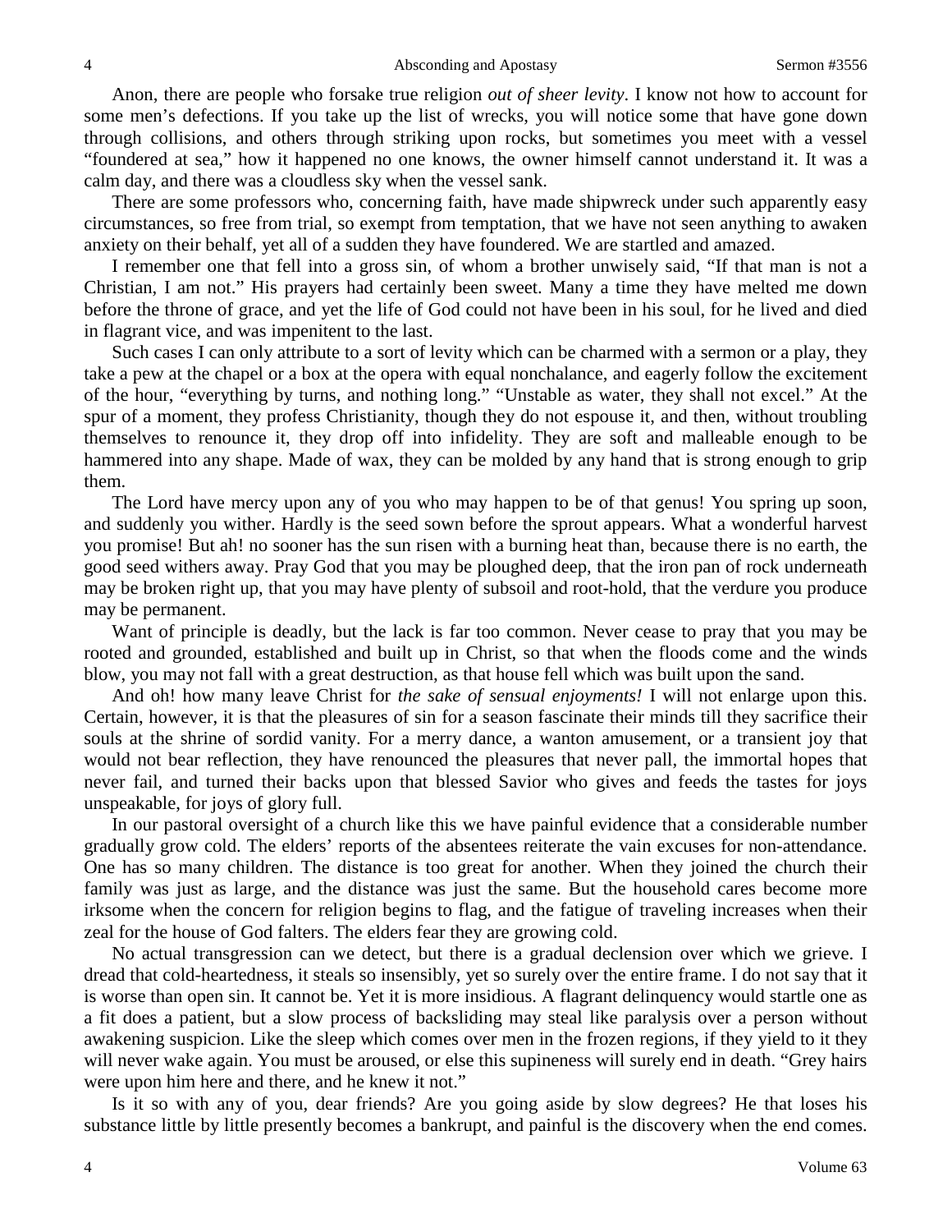Anon, there are people who forsake true religion *out of sheer levity*. I know not how to account for some men's defections. If you take up the list of wrecks, you will notice some that have gone down through collisions, and others through striking upon rocks, but sometimes you meet with a vessel "foundered at sea," how it happened no one knows, the owner himself cannot understand it. It was a calm day, and there was a cloudless sky when the vessel sank.

There are some professors who, concerning faith, have made shipwreck under such apparently easy circumstances, so free from trial, so exempt from temptation, that we have not seen anything to awaken anxiety on their behalf, yet all of a sudden they have foundered. We are startled and amazed.

I remember one that fell into a gross sin, of whom a brother unwisely said, "If that man is not a Christian, I am not." His prayers had certainly been sweet. Many a time they have melted me down before the throne of grace, and yet the life of God could not have been in his soul, for he lived and died in flagrant vice, and was impenitent to the last.

Such cases I can only attribute to a sort of levity which can be charmed with a sermon or a play, they take a pew at the chapel or a box at the opera with equal nonchalance, and eagerly follow the excitement of the hour, "everything by turns, and nothing long." "Unstable as water, they shall not excel." At the spur of a moment, they profess Christianity, though they do not espouse it, and then, without troubling themselves to renounce it, they drop off into infidelity. They are soft and malleable enough to be hammered into any shape. Made of wax, they can be molded by any hand that is strong enough to grip them.

The Lord have mercy upon any of you who may happen to be of that genus! You spring up soon, and suddenly you wither. Hardly is the seed sown before the sprout appears. What a wonderful harvest you promise! But ah! no sooner has the sun risen with a burning heat than, because there is no earth, the good seed withers away. Pray God that you may be ploughed deep, that the iron pan of rock underneath may be broken right up, that you may have plenty of subsoil and root-hold, that the verdure you produce may be permanent.

Want of principle is deadly, but the lack is far too common. Never cease to pray that you may be rooted and grounded, established and built up in Christ, so that when the floods come and the winds blow, you may not fall with a great destruction, as that house fell which was built upon the sand.

And oh! how many leave Christ for *the sake of sensual enjoyments!* I will not enlarge upon this. Certain, however, it is that the pleasures of sin for a season fascinate their minds till they sacrifice their souls at the shrine of sordid vanity. For a merry dance, a wanton amusement, or a transient joy that would not bear reflection, they have renounced the pleasures that never pall, the immortal hopes that never fail, and turned their backs upon that blessed Savior who gives and feeds the tastes for joys unspeakable, for joys of glory full.

In our pastoral oversight of a church like this we have painful evidence that a considerable number gradually grow cold. The elders' reports of the absentees reiterate the vain excuses for non-attendance. One has so many children. The distance is too great for another. When they joined the church their family was just as large, and the distance was just the same. But the household cares become more irksome when the concern for religion begins to flag, and the fatigue of traveling increases when their zeal for the house of God falters. The elders fear they are growing cold.

No actual transgression can we detect, but there is a gradual declension over which we grieve. I dread that cold-heartedness, it steals so insensibly, yet so surely over the entire frame. I do not say that it is worse than open sin. It cannot be. Yet it is more insidious. A flagrant delinquency would startle one as a fit does a patient, but a slow process of backsliding may steal like paralysis over a person without awakening suspicion. Like the sleep which comes over men in the frozen regions, if they yield to it they will never wake again. You must be aroused, or else this supineness will surely end in death. "Grey hairs were upon him here and there, and he knew it not."

Is it so with any of you, dear friends? Are you going aside by slow degrees? He that loses his substance little by little presently becomes a bankrupt, and painful is the discovery when the end comes.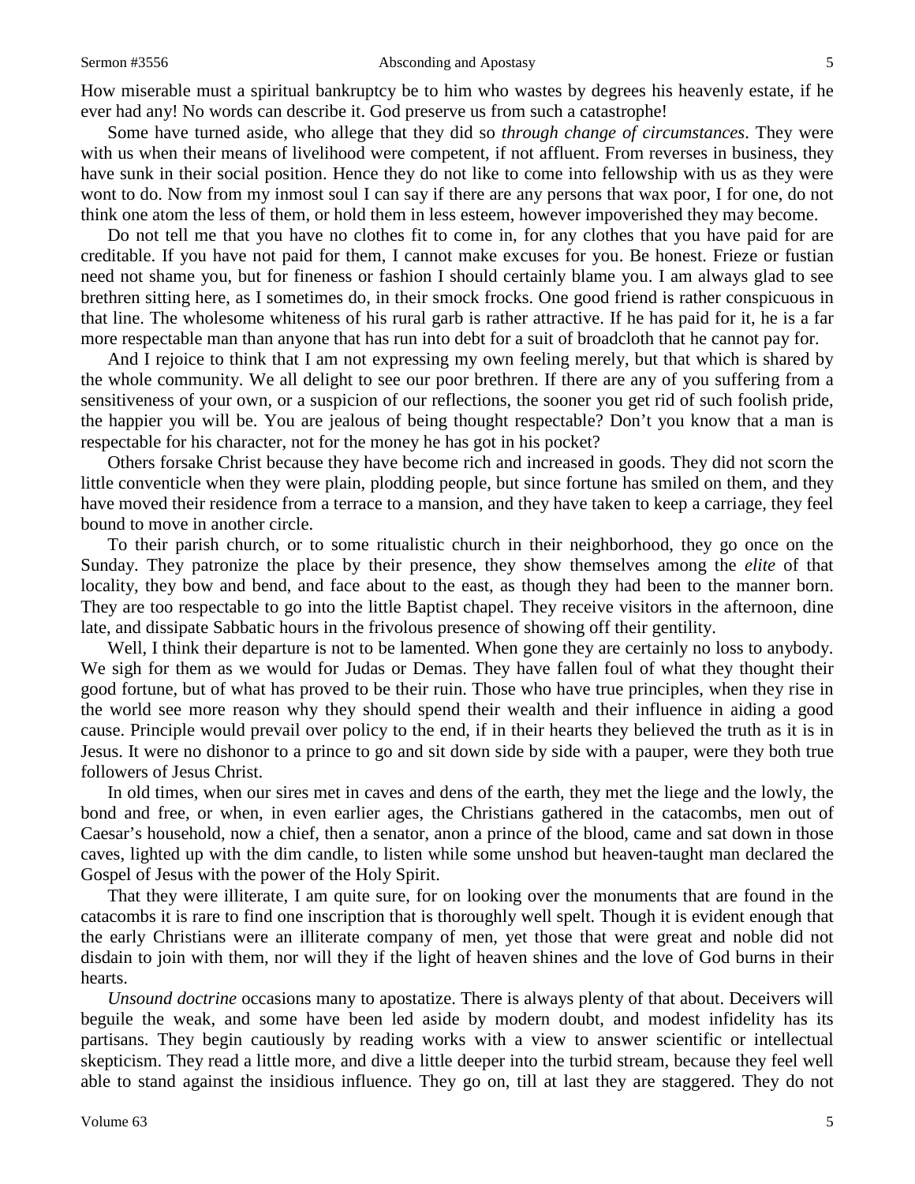How miserable must a spiritual bankruptcy be to him who wastes by degrees his heavenly estate, if he ever had any! No words can describe it. God preserve us from such a catastrophe!

Some have turned aside, who allege that they did so *through change of circumstances*. They were with us when their means of livelihood were competent, if not affluent. From reverses in business, they have sunk in their social position. Hence they do not like to come into fellowship with us as they were wont to do. Now from my inmost soul I can say if there are any persons that wax poor, I for one, do not think one atom the less of them, or hold them in less esteem, however impoverished they may become.

Do not tell me that you have no clothes fit to come in, for any clothes that you have paid for are creditable. If you have not paid for them, I cannot make excuses for you. Be honest. Frieze or fustian need not shame you, but for fineness or fashion I should certainly blame you. I am always glad to see brethren sitting here, as I sometimes do, in their smock frocks. One good friend is rather conspicuous in that line. The wholesome whiteness of his rural garb is rather attractive. If he has paid for it, he is a far more respectable man than anyone that has run into debt for a suit of broadcloth that he cannot pay for.

And I rejoice to think that I am not expressing my own feeling merely, but that which is shared by the whole community. We all delight to see our poor brethren. If there are any of you suffering from a sensitiveness of your own, or a suspicion of our reflections, the sooner you get rid of such foolish pride, the happier you will be. You are jealous of being thought respectable? Don't you know that a man is respectable for his character, not for the money he has got in his pocket?

Others forsake Christ because they have become rich and increased in goods. They did not scorn the little conventicle when they were plain, plodding people, but since fortune has smiled on them, and they have moved their residence from a terrace to a mansion, and they have taken to keep a carriage, they feel bound to move in another circle.

To their parish church, or to some ritualistic church in their neighborhood, they go once on the Sunday. They patronize the place by their presence, they show themselves among the *elite* of that locality, they bow and bend, and face about to the east, as though they had been to the manner born. They are too respectable to go into the little Baptist chapel. They receive visitors in the afternoon, dine late, and dissipate Sabbatic hours in the frivolous presence of showing off their gentility.

Well, I think their departure is not to be lamented. When gone they are certainly no loss to anybody. We sigh for them as we would for Judas or Demas. They have fallen foul of what they thought their good fortune, but of what has proved to be their ruin. Those who have true principles, when they rise in the world see more reason why they should spend their wealth and their influence in aiding a good cause. Principle would prevail over policy to the end, if in their hearts they believed the truth as it is in Jesus. It were no dishonor to a prince to go and sit down side by side with a pauper, were they both true followers of Jesus Christ.

In old times, when our sires met in caves and dens of the earth, they met the liege and the lowly, the bond and free, or when, in even earlier ages, the Christians gathered in the catacombs, men out of Caesar's household, now a chief, then a senator, anon a prince of the blood, came and sat down in those caves, lighted up with the dim candle, to listen while some unshod but heaven-taught man declared the Gospel of Jesus with the power of the Holy Spirit.

That they were illiterate, I am quite sure, for on looking over the monuments that are found in the catacombs it is rare to find one inscription that is thoroughly well spelt. Though it is evident enough that the early Christians were an illiterate company of men, yet those that were great and noble did not disdain to join with them, nor will they if the light of heaven shines and the love of God burns in their hearts.

*Unsound doctrine* occasions many to apostatize. There is always plenty of that about. Deceivers will beguile the weak, and some have been led aside by modern doubt, and modest infidelity has its partisans. They begin cautiously by reading works with a view to answer scientific or intellectual skepticism. They read a little more, and dive a little deeper into the turbid stream, because they feel well able to stand against the insidious influence. They go on, till at last they are staggered. They do not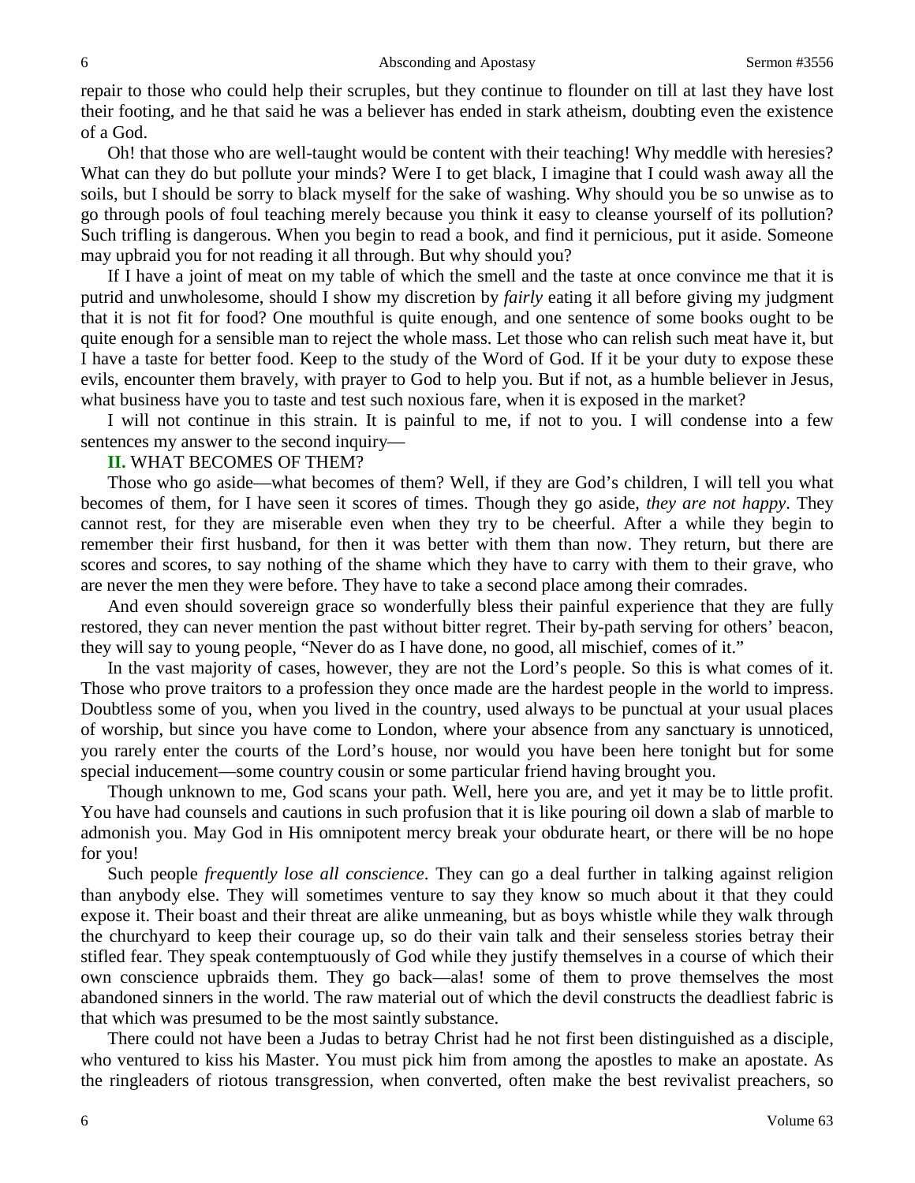repair to those who could help their scruples, but they continue to flounder on till at last they have lost their footing, and he that said he was a believer has ended in stark atheism, doubting even the existence of a God.

Oh! that those who are well-taught would be content with their teaching! Why meddle with heresies? What can they do but pollute your minds? Were I to get black, I imagine that I could wash away all the soils, but I should be sorry to black myself for the sake of washing. Why should you be so unwise as to go through pools of foul teaching merely because you think it easy to cleanse yourself of its pollution? Such trifling is dangerous. When you begin to read a book, and find it pernicious, put it aside. Someone may upbraid you for not reading it all through. But why should you?

If I have a joint of meat on my table of which the smell and the taste at once convince me that it is putrid and unwholesome, should I show my discretion by *fairly* eating it all before giving my judgment that it is not fit for food? One mouthful is quite enough, and one sentence of some books ought to be quite enough for a sensible man to reject the whole mass. Let those who can relish such meat have it, but I have a taste for better food. Keep to the study of the Word of God. If it be your duty to expose these evils, encounter them bravely, with prayer to God to help you. But if not, as a humble believer in Jesus, what business have you to taste and test such noxious fare, when it is exposed in the market?

I will not continue in this strain. It is painful to me, if not to you. I will condense into a few sentences my answer to the second inquiry—

**II.** WHAT BECOMES OF THEM?

Those who go aside—what becomes of them? Well, if they are God's children, I will tell you what becomes of them, for I have seen it scores of times. Though they go aside, *they are not happy*. They cannot rest, for they are miserable even when they try to be cheerful. After a while they begin to remember their first husband, for then it was better with them than now. They return, but there are scores and scores, to say nothing of the shame which they have to carry with them to their grave, who are never the men they were before. They have to take a second place among their comrades.

And even should sovereign grace so wonderfully bless their painful experience that they are fully restored, they can never mention the past without bitter regret. Their by-path serving for others' beacon, they will say to young people, "Never do as I have done, no good, all mischief, comes of it."

In the vast majority of cases, however, they are not the Lord's people. So this is what comes of it. Those who prove traitors to a profession they once made are the hardest people in the world to impress. Doubtless some of you, when you lived in the country, used always to be punctual at your usual places of worship, but since you have come to London, where your absence from any sanctuary is unnoticed, you rarely enter the courts of the Lord's house, nor would you have been here tonight but for some special inducement—some country cousin or some particular friend having brought you.

Though unknown to me, God scans your path. Well, here you are, and yet it may be to little profit. You have had counsels and cautions in such profusion that it is like pouring oil down a slab of marble to admonish you. May God in His omnipotent mercy break your obdurate heart, or there will be no hope for you!

Such people *frequently lose all conscience*. They can go a deal further in talking against religion than anybody else. They will sometimes venture to say they know so much about it that they could expose it. Their boast and their threat are alike unmeaning, but as boys whistle while they walk through the churchyard to keep their courage up, so do their vain talk and their senseless stories betray their stifled fear. They speak contemptuously of God while they justify themselves in a course of which their own conscience upbraids them. They go back—alas! some of them to prove themselves the most abandoned sinners in the world. The raw material out of which the devil constructs the deadliest fabric is that which was presumed to be the most saintly substance.

There could not have been a Judas to betray Christ had he not first been distinguished as a disciple, who ventured to kiss his Master. You must pick him from among the apostles to make an apostate. As the ringleaders of riotous transgression, when converted, often make the best revivalist preachers, so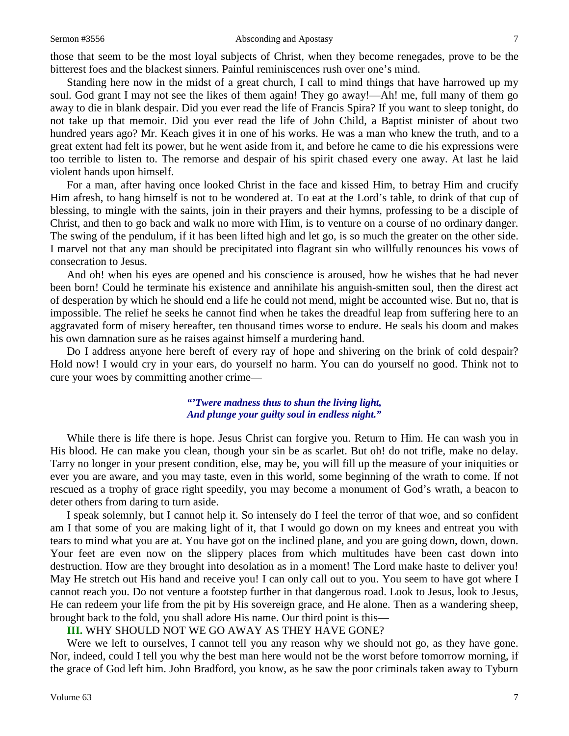those that seem to be the most loyal subjects of Christ, when they become renegades, prove to be the bitterest foes and the blackest sinners. Painful reminiscences rush over one's mind.

Standing here now in the midst of a great church, I call to mind things that have harrowed up my soul. God grant I may not see the likes of them again! They go away!—Ah! me, full many of them go away to die in blank despair. Did you ever read the life of Francis Spira? If you want to sleep tonight, do not take up that memoir. Did you ever read the life of John Child, a Baptist minister of about two hundred years ago? Mr. Keach gives it in one of his works. He was a man who knew the truth, and to a great extent had felt its power, but he went aside from it, and before he came to die his expressions were too terrible to listen to. The remorse and despair of his spirit chased every one away. At last he laid violent hands upon himself.

For a man, after having once looked Christ in the face and kissed Him, to betray Him and crucify Him afresh, to hang himself is not to be wondered at. To eat at the Lord's table, to drink of that cup of blessing, to mingle with the saints, join in their prayers and their hymns, professing to be a disciple of Christ, and then to go back and walk no more with Him, is to venture on a course of no ordinary danger. The swing of the pendulum, if it has been lifted high and let go, is so much the greater on the other side. I marvel not that any man should be precipitated into flagrant sin who willfully renounces his vows of consecration to Jesus.

And oh! when his eyes are opened and his conscience is aroused, how he wishes that he had never been born! Could he terminate his existence and annihilate his anguish-smitten soul, then the direst act of desperation by which he should end a life he could not mend, might be accounted wise. But no, that is impossible. The relief he seeks he cannot find when he takes the dreadful leap from suffering here to an aggravated form of misery hereafter, ten thousand times worse to endure. He seals his doom and makes his own damnation sure as he raises against himself a murdering hand.

Do I address anyone here bereft of every ray of hope and shivering on the brink of cold despair? Hold now! I would cry in your ears, do yourself no harm. You can do yourself no good. Think not to cure your woes by committing another crime—

> ***"'Twere madness thus to shun the living light,***
> ***And plunge your guilty soul in endless night."***

While there is life there is hope. Jesus Christ can forgive you. Return to Him. He can wash you in His blood. He can make you clean, though your sin be as scarlet. But oh! do not trifle, make no delay. Tarry no longer in your present condition, else, may be, you will fill up the measure of your iniquities or ever you are aware, and you may taste, even in this world, some beginning of the wrath to come. If not rescued as a trophy of grace right speedily, you may become a monument of God's wrath, a beacon to deter others from daring to turn aside.

I speak solemnly, but I cannot help it. So intensely do I feel the terror of that woe, and so confident am I that some of you are making light of it, that I would go down on my knees and entreat you with tears to mind what you are at. You have got on the inclined plane, and you are going down, down, down. Your feet are even now on the slippery places from which multitudes have been cast down into destruction. How are they brought into desolation as in a moment! The Lord make haste to deliver you! May He stretch out His hand and receive you! I can only call out to you. You seem to have got where I cannot reach you. Do not venture a footstep further in that dangerous road. Look to Jesus, look to Jesus, He can redeem your life from the pit by His sovereign grace, and He alone. Then as a wandering sheep, brought back to the fold, you shall adore His name. Our third point is this—

**III.** WHY SHOULD NOT WE GO AWAY AS THEY HAVE GONE?

Were we left to ourselves, I cannot tell you any reason why we should not go, as they have gone. Nor, indeed, could I tell you why the best man here would not be the worst before tomorrow morning, if the grace of God left him. John Bradford, you know, as he saw the poor criminals taken away to Tyburn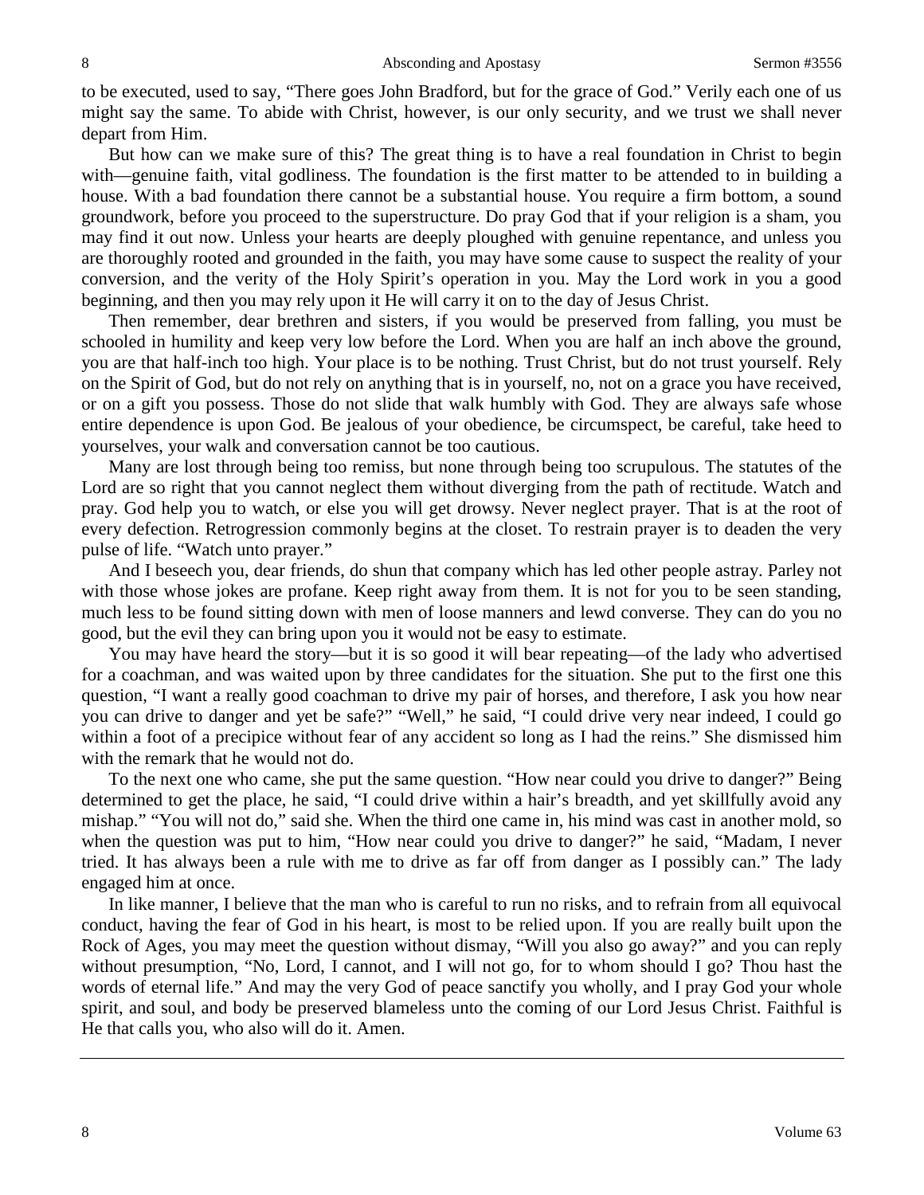to be executed, used to say, "There goes John Bradford, but for the grace of God." Verily each one of us might say the same. To abide with Christ, however, is our only security, and we trust we shall never depart from Him.

But how can we make sure of this? The great thing is to have a real foundation in Christ to begin with—genuine faith, vital godliness. The foundation is the first matter to be attended to in building a house. With a bad foundation there cannot be a substantial house. You require a firm bottom, a sound groundwork, before you proceed to the superstructure. Do pray God that if your religion is a sham, you may find it out now. Unless your hearts are deeply ploughed with genuine repentance, and unless you are thoroughly rooted and grounded in the faith, you may have some cause to suspect the reality of your conversion, and the verity of the Holy Spirit's operation in you. May the Lord work in you a good beginning, and then you may rely upon it He will carry it on to the day of Jesus Christ.

Then remember, dear brethren and sisters, if you would be preserved from falling, you must be schooled in humility and keep very low before the Lord. When you are half an inch above the ground, you are that half-inch too high. Your place is to be nothing. Trust Christ, but do not trust yourself. Rely on the Spirit of God, but do not rely on anything that is in yourself, no, not on a grace you have received, or on a gift you possess. Those do not slide that walk humbly with God. They are always safe whose entire dependence is upon God. Be jealous of your obedience, be circumspect, be careful, take heed to yourselves, your walk and conversation cannot be too cautious.

Many are lost through being too remiss, but none through being too scrupulous. The statutes of the Lord are so right that you cannot neglect them without diverging from the path of rectitude. Watch and pray. God help you to watch, or else you will get drowsy. Never neglect prayer. That is at the root of every defection. Retrogression commonly begins at the closet. To restrain prayer is to deaden the very pulse of life. "Watch unto prayer."

And I beseech you, dear friends, do shun that company which has led other people astray. Parley not with those whose jokes are profane. Keep right away from them. It is not for you to be seen standing, much less to be found sitting down with men of loose manners and lewd converse. They can do you no good, but the evil they can bring upon you it would not be easy to estimate.

You may have heard the story—but it is so good it will bear repeating—of the lady who advertised for a coachman, and was waited upon by three candidates for the situation. She put to the first one this question, "I want a really good coachman to drive my pair of horses, and therefore, I ask you how near you can drive to danger and yet be safe?" "Well," he said, "I could drive very near indeed, I could go within a foot of a precipice without fear of any accident so long as I had the reins." She dismissed him with the remark that he would not do.

To the next one who came, she put the same question. "How near could you drive to danger?" Being determined to get the place, he said, "I could drive within a hair's breadth, and yet skillfully avoid any mishap." "You will not do," said she. When the third one came in, his mind was cast in another mold, so when the question was put to him, "How near could you drive to danger?" he said, "Madam, I never tried. It has always been a rule with me to drive as far off from danger as I possibly can." The lady engaged him at once.

In like manner, I believe that the man who is careful to run no risks, and to refrain from all equivocal conduct, having the fear of God in his heart, is most to be relied upon. If you are really built upon the Rock of Ages, you may meet the question without dismay, "Will you also go away?" and you can reply without presumption, "No, Lord, I cannot, and I will not go, for to whom should I go? Thou hast the words of eternal life." And may the very God of peace sanctify you wholly, and I pray God your whole spirit, and soul, and body be preserved blameless unto the coming of our Lord Jesus Christ. Faithful is He that calls you, who also will do it. Amen.

---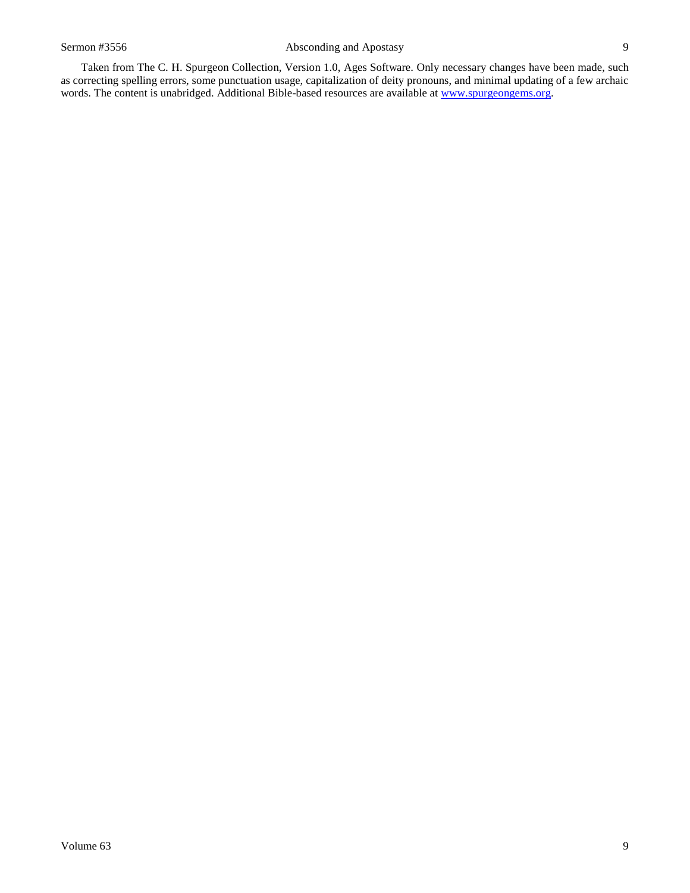Taken from The C. H. Spurgeon Collection, Version 1.0, Ages Software. Only necessary changes have been made, such as correcting spelling errors, some punctuation usage, capitalization of deity pronouns, and minimal updating of a few archaic words. The content is unabridged. Additional Bible-based resources are available at www.spurgeongems.org.